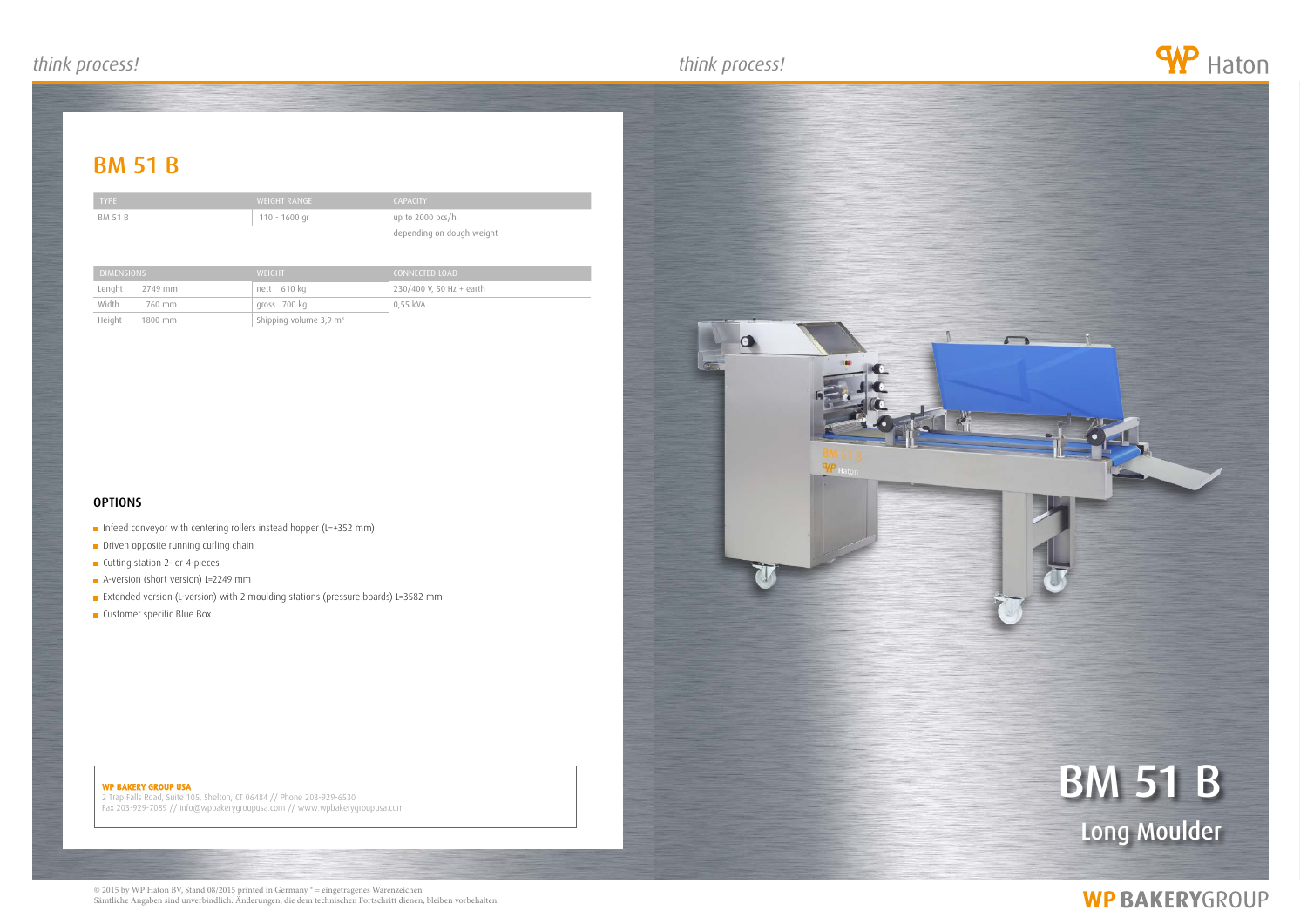# BM 51 B

| TYPE | WEIGHT RANGE | CAPACITY |
|---|---|---|
| BM 51 B | 110 - 1600 gr | up to 2000 pcs/h. |
| | | depending on dough weight |

| DIMENSIONS | | WEIGHT | CONNECTED LOAD |
|---|---|---|---|
| Lenght | 2749 mm | nett 610 kg | 230/400 V, 50 Hz + earth |
| Width | 760 mm | gross...700.kg | 0,55 kVA |
| Height | 1800 mm | Shipping volume 3,9 m³ | |

## OPTIONS

- Infeed conveyor with centering rollers instead hopper (L=+352 mm)
- Driven opposite running curling chain
- Cutting station 2- or 4-pieces
- A-version (short version) L=2249 mm
- Extended version (L-version) with 2 moulding stations (pressure boards) L=3582 mm
- Customer specific Blue Box

**WP BAKERY GROUP USA**
2 Trap Falls Road, Suite 105, Shelton, CT 06484 // Phone 203-929-6530
Fax 203-929-7089 // info@wpbakerygroupusa.com // www.wpbakerygroupusa.com

# BM 51 B

## Long Moulder

© 2015 by WP Haton BV, Stand 08/2015 printed in Germany ® = eingetragenes Warenzeichen
Sämtliche Angaben sind unverbindlich. Änderungen, die dem technischen Fortschritt dienen, bleiben vorbehalten.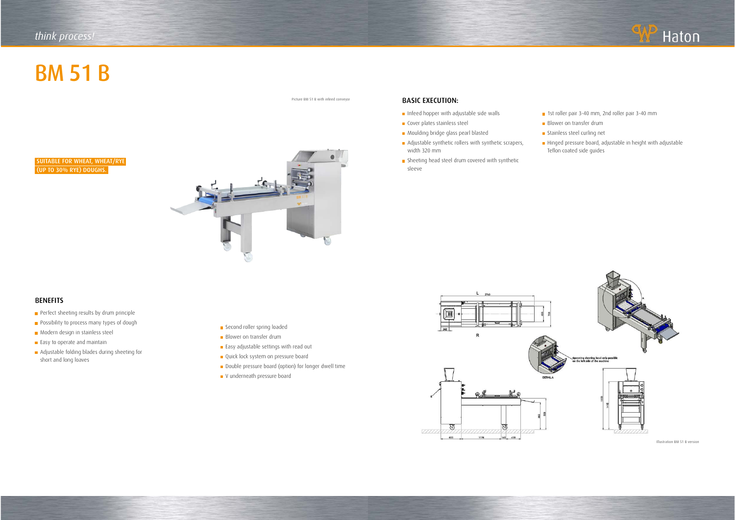# BM 51 B

Picture BM 51 B with infeed conveyor

**SUITABLE FOR WHEAT, WHEAT/RYE (UP TO 30% RYE) DOUGHS.**

## BASIC EXECUTION:

- Infeed hopper with adjustable side walls
- Cover plates stainless steel
- Moulding bridge glass pearl blasted
- Adjustable synthetic rollers with synthetic scrapers, width 320 mm
- Sheeting head steel drum covered with synthetic sleeve
- 1st roller pair 3-40 mm, 2nd roller pair 3-40 mm
- Blower on transfer drum
- Stainless steel curling net
- Hinged pressure board, adjustable in height with adjustable Teflon coated side guides

## BENEFITS

- Perfect sheeting results by drum principle
- Possibility to process many types of dough
- Modern design in stainless steel
- Easy to operate and maintain
- Adjustable folding blades during sheeting for short and long loaves
- Second roller spring loaded
- Blower on transfer drum
- Easy adjustable settings with read out
- Quick lock system on pressure board
- Double pressure board (option) for longer dwell time
- V underneath pressure board

L 2740

R

242

Operating sheeting head only possible on the left side of the machine

DETAIL A

603 1176 140 430

Illustration BM 51 B version